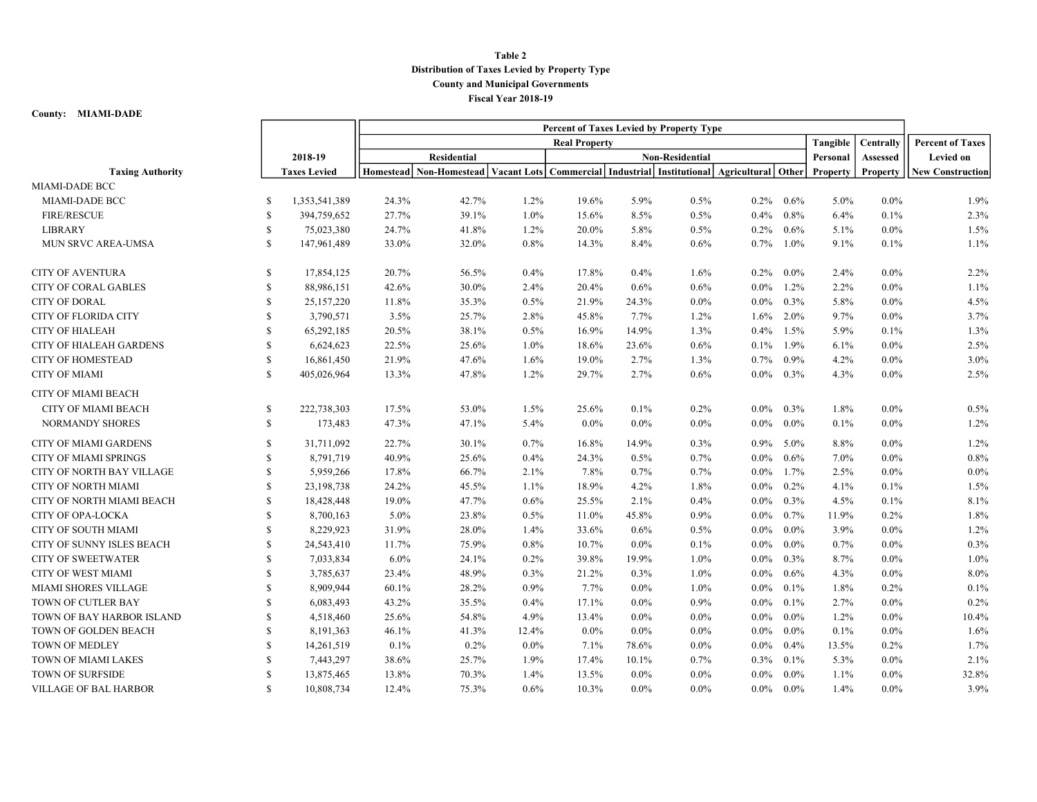**Table 2**
**Distribution of Taxes Levied by Property Type**
**County and Municipal Governments**
**Fiscal Year 2018-19**

**County: MIAMI-DADE**

| | | Percent of Taxes Levied by Property Type | | | | | | | | | | | |
|---|---|---|---|---|---|---|---|---|---|---|---|---|---|
| | | Real Property | | | | | | | | | Tangible | Centrally | Percent of Taxes |
| | 2018-19 | Residential | | | Non-Residential | | | | | | Personal | Assessed | Levied on |
| Taxing Authority | Taxes Levied | Homestead | Non-Homestead | Vacant Lots | Commercial | Industrial | Institutional | Agricultural | Other | | Property | Property | New Construction |
| MIAMI-DADE BCC | | | | | | | | | | | | | |
| MIAMI-DADE BCC | $ 1,353,541,389 | 24.3% | 42.7% | 1.2% | 19.6% | 5.9% | 0.5% | 0.2% | 0.6% | | 5.0% | 0.0% | 1.9% |
| FIRE/RESCUE | $ 394,759,652 | 27.7% | 39.1% | 1.0% | 15.6% | 8.5% | 0.5% | 0.4% | 0.8% | | 6.4% | 0.1% | 2.3% |
| LIBRARY | $ 75,023,380 | 24.7% | 41.8% | 1.2% | 20.0% | 5.8% | 0.5% | 0.2% | 0.6% | | 5.1% | 0.0% | 1.5% |
| MUN SRVC AREA-UMSA | $ 147,961,489 | 33.0% | 32.0% | 0.8% | 14.3% | 8.4% | 0.6% | 0.7% | 1.0% | | 9.1% | 0.1% | 1.1% |
| CITY OF AVENTURA | $ 17,854,125 | 20.7% | 56.5% | 0.4% | 17.8% | 0.4% | 1.6% | 0.2% | 0.0% | | 2.4% | 0.0% | 2.2% |
| CITY OF CORAL GABLES | $ 88,986,151 | 42.6% | 30.0% | 2.4% | 20.4% | 0.6% | 0.6% | 0.0% | 1.2% | | 2.2% | 0.0% | 1.1% |
| CITY OF DORAL | $ 25,157,220 | 11.8% | 35.3% | 0.5% | 21.9% | 24.3% | 0.0% | 0.0% | 0.3% | | 5.8% | 0.0% | 4.5% |
| CITY OF FLORIDA CITY | $ 3,790,571 | 3.5% | 25.7% | 2.8% | 45.8% | 7.7% | 1.2% | 1.6% | 2.0% | | 9.7% | 0.0% | 3.7% |
| CITY OF HIALEAH | $ 65,292,185 | 20.5% | 38.1% | 0.5% | 16.9% | 14.9% | 1.3% | 0.4% | 1.5% | | 5.9% | 0.1% | 1.3% |
| CITY OF HIALEAH GARDENS | $ 6,624,623 | 22.5% | 25.6% | 1.0% | 18.6% | 23.6% | 0.6% | 0.1% | 1.9% | | 6.1% | 0.0% | 2.5% |
| CITY OF HOMESTEAD | $ 16,861,450 | 21.9% | 47.6% | 1.6% | 19.0% | 2.7% | 1.3% | 0.7% | 0.9% | | 4.2% | 0.0% | 3.0% |
| CITY OF MIAMI | $ 405,026,964 | 13.3% | 47.8% | 1.2% | 29.7% | 2.7% | 0.6% | 0.0% | 0.3% | | 4.3% | 0.0% | 2.5% |
| CITY OF MIAMI BEACH | | | | | | | | | | | | | |
| CITY OF MIAMI BEACH | $ 222,738,303 | 17.5% | 53.0% | 1.5% | 25.6% | 0.1% | 0.2% | 0.0% | 0.3% | | 1.8% | 0.0% | 0.5% |
| NORMANDY SHORES | $ 173,483 | 47.3% | 47.1% | 5.4% | 0.0% | 0.0% | 0.0% | 0.0% | 0.0% | | 0.1% | 0.0% | 1.2% |
| CITY OF MIAMI GARDENS | $ 31,711,092 | 22.7% | 30.1% | 0.7% | 16.8% | 14.9% | 0.3% | 0.9% | 5.0% | | 8.8% | 0.0% | 1.2% |
| CITY OF MIAMI SPRINGS | $ 8,791,719 | 40.9% | 25.6% | 0.4% | 24.3% | 0.5% | 0.7% | 0.0% | 0.6% | | 7.0% | 0.0% | 0.8% |
| CITY OF NORTH BAY VILLAGE | $ 5,959,266 | 17.8% | 66.7% | 2.1% | 7.8% | 0.7% | 0.7% | 0.0% | 1.7% | | 2.5% | 0.0% | 0.0% |
| CITY OF NORTH MIAMI | $ 23,198,738 | 24.2% | 45.5% | 1.1% | 18.9% | 4.2% | 1.8% | 0.0% | 0.2% | | 4.1% | 0.1% | 1.5% |
| CITY OF NORTH MIAMI BEACH | $ 18,428,448 | 19.0% | 47.7% | 0.6% | 25.5% | 2.1% | 0.4% | 0.0% | 0.3% | | 4.5% | 0.1% | 8.1% |
| CITY OF OPA-LOCKA | $ 8,700,163 | 5.0% | 23.8% | 0.5% | 11.0% | 45.8% | 0.9% | 0.0% | 0.7% | | 11.9% | 0.2% | 1.8% |
| CITY OF SOUTH MIAMI | $ 8,229,923 | 31.9% | 28.0% | 1.4% | 33.6% | 0.6% | 0.5% | 0.0% | 0.0% | | 3.9% | 0.0% | 1.2% |
| CITY OF SUNNY ISLES BEACH | $ 24,543,410 | 11.7% | 75.9% | 0.8% | 10.7% | 0.0% | 0.1% | 0.0% | 0.0% | | 0.7% | 0.0% | 0.3% |
| CITY OF SWEETWATER | $ 7,033,834 | 6.0% | 24.1% | 0.2% | 39.8% | 19.9% | 1.0% | 0.0% | 0.3% | | 8.7% | 0.0% | 1.0% |
| CITY OF WEST MIAMI | $ 3,785,637 | 23.4% | 48.9% | 0.3% | 21.2% | 0.3% | 1.0% | 0.0% | 0.6% | | 4.3% | 0.0% | 8.0% |
| MIAMI SHORES VILLAGE | $ 8,909,944 | 60.1% | 28.2% | 0.9% | 7.7% | 0.0% | 1.0% | 0.0% | 0.1% | | 1.8% | 0.2% | 0.1% |
| TOWN OF CUTLER BAY | $ 6,083,493 | 43.2% | 35.5% | 0.4% | 17.1% | 0.0% | 0.9% | 0.0% | 0.1% | | 2.7% | 0.0% | 0.2% |
| TOWN OF BAY HARBOR ISLAND | $ 4,518,460 | 25.6% | 54.8% | 4.9% | 13.4% | 0.0% | 0.0% | 0.0% | 0.0% | | 1.2% | 0.0% | 10.4% |
| TOWN OF GOLDEN BEACH | $ 8,191,363 | 46.1% | 41.3% | 12.4% | 0.0% | 0.0% | 0.0% | 0.0% | 0.0% | | 0.1% | 0.0% | 1.6% |
| TOWN OF MEDLEY | $ 14,261,519 | 0.1% | 0.2% | 0.0% | 7.1% | 78.6% | 0.0% | 0.0% | 0.4% | | 13.5% | 0.2% | 1.7% |
| TOWN OF MIAMI LAKES | $ 7,443,297 | 38.6% | 25.7% | 1.9% | 17.4% | 10.1% | 0.7% | 0.3% | 0.1% | | 5.3% | 0.0% | 2.1% |
| TOWN OF SURFSIDE | $ 13,875,465 | 13.8% | 70.3% | 1.4% | 13.5% | 0.0% | 0.0% | 0.0% | 0.0% | | 1.1% | 0.0% | 32.8% |
| VILLAGE OF BAL HARBOR | $ 10,808,734 | 12.4% | 75.3% | 0.6% | 10.3% | 0.0% | 0.0% | 0.0% | 0.0% | | 1.4% | 0.0% | 3.9% |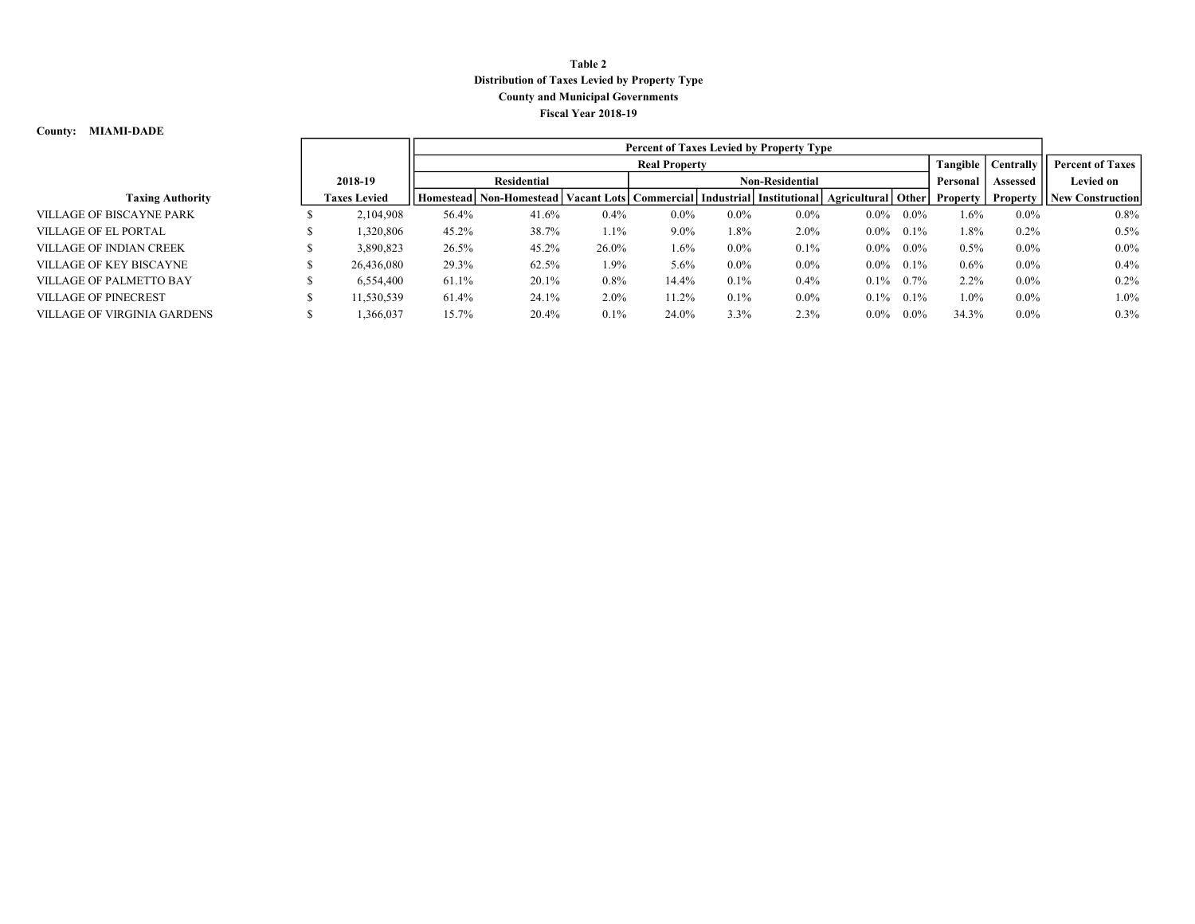**Table 2**
**Distribution of Taxes Levied by Property Type**
**County and Municipal Governments**
**Fiscal Year 2018-19**

**County: MIAMI-DADE**

| | | Percent of Taxes Levied by Property Type | | | | | | | | | | | |
|---|---|---|---|---|---|---|---|---|---|---|---|---|---|
| | | Real Property | | | | | | | | | | | |
| | 2018-19 | Residential | | | Non-Residential | | | | | Tangible Personal | Centrally Assessed | | Percent of Taxes Levied on |
| Taxing Authority | Taxes Levied | Homestead | Non-Homestead | Vacant Lots | Commercial | Industrial | Institutional | Agricultural | Other | Property | Property | | New Construction |
| VILLAGE OF BISCAYNE PARK | $ 2,104,908 | 56.4% | 41.6% | 0.4% | 0.0% | 0.0% | 0.0% | 0.0% | 0.0% | 1.6% | 0.0% | | 0.8% |
| VILLAGE OF EL PORTAL | $ 1,320,806 | 45.2% | 38.7% | 1.1% | 9.0% | 1.8% | 2.0% | 0.0% | 0.1% | 1.8% | 0.2% | | 0.5% |
| VILLAGE OF INDIAN CREEK | $ 3,890,823 | 26.5% | 45.2% | 26.0% | 1.6% | 0.0% | 0.1% | 0.0% | 0.0% | 0.5% | 0.0% | | 0.0% |
| VILLAGE OF KEY BISCAYNE | $ 26,436,080 | 29.3% | 62.5% | 1.9% | 5.6% | 0.0% | 0.0% | 0.0% | 0.1% | 0.6% | 0.0% | | 0.4% |
| VILLAGE OF PALMETTO BAY | $ 6,554,400 | 61.1% | 20.1% | 0.8% | 14.4% | 0.1% | 0.4% | 0.1% | 0.7% | 2.2% | 0.0% | | 0.2% |
| VILLAGE OF PINECREST | $ 11,530,539 | 61.4% | 24.1% | 2.0% | 11.2% | 0.1% | 0.0% | 0.1% | 0.1% | 1.0% | 0.0% | | 1.0% |
| VILLAGE OF VIRGINIA GARDENS | $ 1,366,037 | 15.7% | 20.4% | 0.1% | 24.0% | 3.3% | 2.3% | 0.0% | 0.0% | 34.3% | 0.0% | | 0.3% |